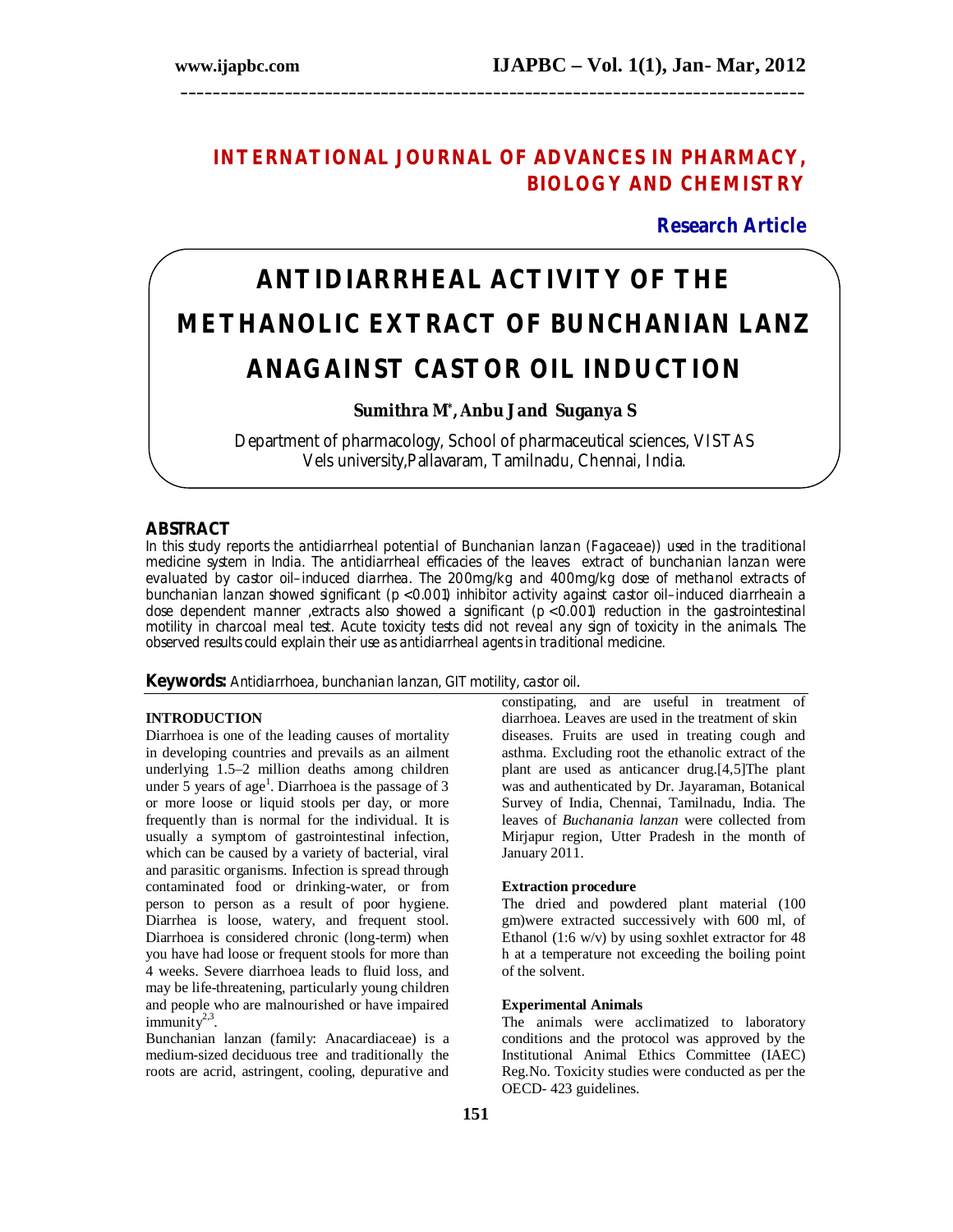# INTERNATIONAL JOURNAL OF ADVANCES IN PHARMACY, BIOLOGY AND CHEMISTRY

**Research Article**

# ANTIDIARRHEAL ACTIVITY OF THE METHANOLIC EXTRACT OF BUNCHANIAN LANZ ANAGAINST CASTOR OIL INDUCTION

**Sumithra M\*, Anbu J and Suganya S**

Department of pharmacology, School of pharmaceutical sciences, VISTAS Vels university,Pallavaram, Tamilnadu, Chennai, India.

## ABSTRACT

In this study reports the antidiarrheal potential of Bunchanian lanzan (Fagaceae)) used in the traditional medicine system in India. The antidiarrheal efficacies of the leaves extract of bunchanian lanzan were evaluated by castor oil–induced diarrhea. The 200mg/kg and 400mg/kg dose of methanol extracts of bunchanian lanzan showed significant ($p < 0.001$) inhibitor activity against castor oil–induced diarrheain a dose dependent manner ,extracts also showed a significant ($p < 0.001$) reduction in the gastrointestinal motility in charcoal meal test. Acute toxicity tests did not reveal any sign of toxicity in the animals. The observed results could explain their use as antidiarrheal agents in traditional medicine.

**Keywords:** Antidiarrhoea, bunchanian lanzan, GIT motility, castor oil.

### INTRODUCTION

Diarrhoea is one of the leading causes of mortality in developing countries and prevails as an ailment underlying 1.5–2 million deaths among children under 5 years of age[1]. Diarrhoea is the passage of 3 or more loose or liquid stools per day, or more frequently than is normal for the individual. It is usually a symptom of gastrointestinal infection, which can be caused by a variety of bacterial, viral and parasitic organisms. Infection is spread through contaminated food or drinking-water, or from person to person as a result of poor hygiene. Diarrhea is loose, watery, and frequent stool. Diarrhoea is considered chronic (long-term) when you have had loose or frequent stools for more than 4 weeks. Severe diarrhoea leads to fluid loss, and may be life-threatening, particularly young children and people who are malnourished or have impaired immunity[2,3].

Bunchanian lanzan (family: Anacardiaceae) is a medium-sized deciduous tree and traditionally the roots are acrid, astringent, cooling, depurative and constipating, and are useful in treatment of diarrhoea. Leaves are used in the treatment of skin diseases. Fruits are used in treating cough and asthma. Excluding root the ethanolic extract of the plant are used as anticancer drug.[4,5]The plant was and authenticated by Dr. Jayaraman, Botanical Survey of India, Chennai, Tamilnadu, India. The leaves of *Buchanania lanzan* were collected from Mirjapur region, Utter Pradesh in the month of January 2011.

### Extraction procedure

The dried and powdered plant material (100 gm)were extracted successively with 600 ml, of Ethanol (1:6 w/v) by using soxhlet extractor for 48 h at a temperature not exceeding the boiling point of the solvent.

### Experimental Animals

The animals were acclimatized to laboratory conditions and the protocol was approved by the Institutional Animal Ethics Committee (IAEC) Reg.No. Toxicity studies were conducted as per the OECD- 423 guidelines.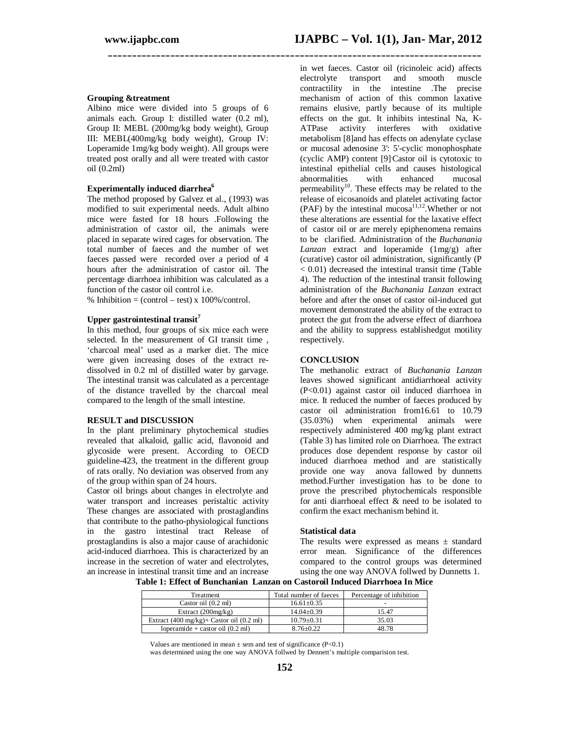**Grouping &treatment**

Albino mice were divided into 5 groups of 6 animals each. Group I: distilled water (0.2 ml), Group II: MEBL (200mg/kg body weight), Group III: MEBL(400mg/kg body weight), Group IV: Loperamide 1mg/kg body weight). All groups were treated post orally and all were treated with castor oil (0.2ml)

**Experimentally induced diarrhea[6]**

The method proposed by Galvez et al., (1993) was modified to suit experimental needs. Adult albino mice were fasted for 18 hours .Following the administration of castor oil, the animals were placed in separate wired cages for observation. The total number of faeces and the number of wet faeces passed were recorded over a period of 4 hours after the administration of castor oil. The percentage diarrhoea inhibition was calculated as a function of the castor oil control i.e.

% Inhibition = (control – test) x 100%/control.

**Upper gastrointestinal transit[7]**

In this method, four groups of six mice each were selected. In the measurement of GI transit time , 'charcoal meal' used as a marker diet. The mice were given increasing doses of the extract re-dissolved in 0.2 ml of distilled water by garvage. The intestinal transit was calculated as a percentage of the distance travelled by the charcoal meal compared to the length of the small intestine.

**RESULT and DISCUSSION**

In the plant preliminary phytochemical studies revealed that alkaloid, gallic acid, flavonoid and glycoside were present. According to OECD guideline-423, the treatment in the different group of rats orally. No deviation was observed from any of the group within span of 24 hours.

Castor oil brings about changes in electrolyte and water transport and increases peristaltic activity These changes are associated with prostaglandins that contribute to the patho-physiological functions in the gastro intestinal tract Release of prostaglandins is also a major cause of arachidonic acid-induced diarrhoea. This is characterized by an increase in the secretion of water and electrolytes, an increase in intestinal transit time and an increase in wet faeces. Castor oil (ricinoleic acid) affects electrolyte transport and smooth muscle contractility in the intestine .The precise mechanism of action of this common laxative remains elusive, partly because of its multiple effects on the gut. It inhibits intestinal Na, K-ATPase activity interferes with oxidative metabolism [8]and has effects on adenylate cyclase or mucosal adenosine 3': 5'-cyclic monophosphate (cyclic AMP) content [9].Castor oil is cytotoxic to intestinal epithelial cells and causes histological abnormalities with enhanced mucosal permeability[10]. These effects may be related to the release of eicosanoids and platelet activating factor (PAF) by the intestinal mucosa[11,12].Whether or not these alterations are essential for the laxative effect of castor oil or are merely epiphenomena remains to be clarified. Administration of the *Buchanania Lanzan* extract and loperamide (1mg/g) after (curative) castor oil administration, significantly (P < 0.01) decreased the intestinal transit time (Table 4). The reduction of the intestinal transit following administration of the *Buchanania Lanzan* extract before and after the onset of castor oil-induced gut movement demonstrated the ability of the extract to protect the gut from the adverse effect of diarrhoea and the ability to suppress establishedgut motility respectively.

**CONCLUSION**

The methanolic extract of *Buchanania Lanzan* leaves showed significant antidiarrhoeal activity (P<0.01) against castor oil induced diarrhoea in mice. It reduced the number of faeces produced by castor oil administration from16.61 to 10.79 (35.03%) when experimental animals were respectively administered 400 mg/kg plant extract (Table 3) has limited role on Diarrhoea. The extract produces dose dependent response by castor oil induced diarrhoea method and are statistically provide one way anova fallowed by dunnetts method.Further investigation has to be done to prove the prescribed phytochemicals responsible for anti diarrhoeal effect & need to be isolated to confirm the exact mechanism behind it.

**Statistical data**

The results were expressed as means ± standard error mean. Significance of the differences compared to the control groups was determined using the one way ANOVA follwed by Dunnetts 1.

**Table 1: Effect of Bunchanian Lanzan on Castoroil Induced Diarrhoea In Mice**

| Treatment | Total number of faeces | Percentage of inhibition |
|---|---|---|
| Castor oil (0.2 ml) | 16.61±0.35 | - |
| Extract (200mg/kg) | 14.04±0.39 | 15.47 |
| Extract (400 mg/kg)+ Castor oil (0.2 ml) | 10.79±0.31 | 35.03 |
| loperamide + castor oil (0.2 ml) | 8.76±0.22 | 48.78 |

Values are mentioned in mean ± sem and test of significance (P<0.1)
was determined using the one way ANOVA follwed by Dennett's multiple comparision test.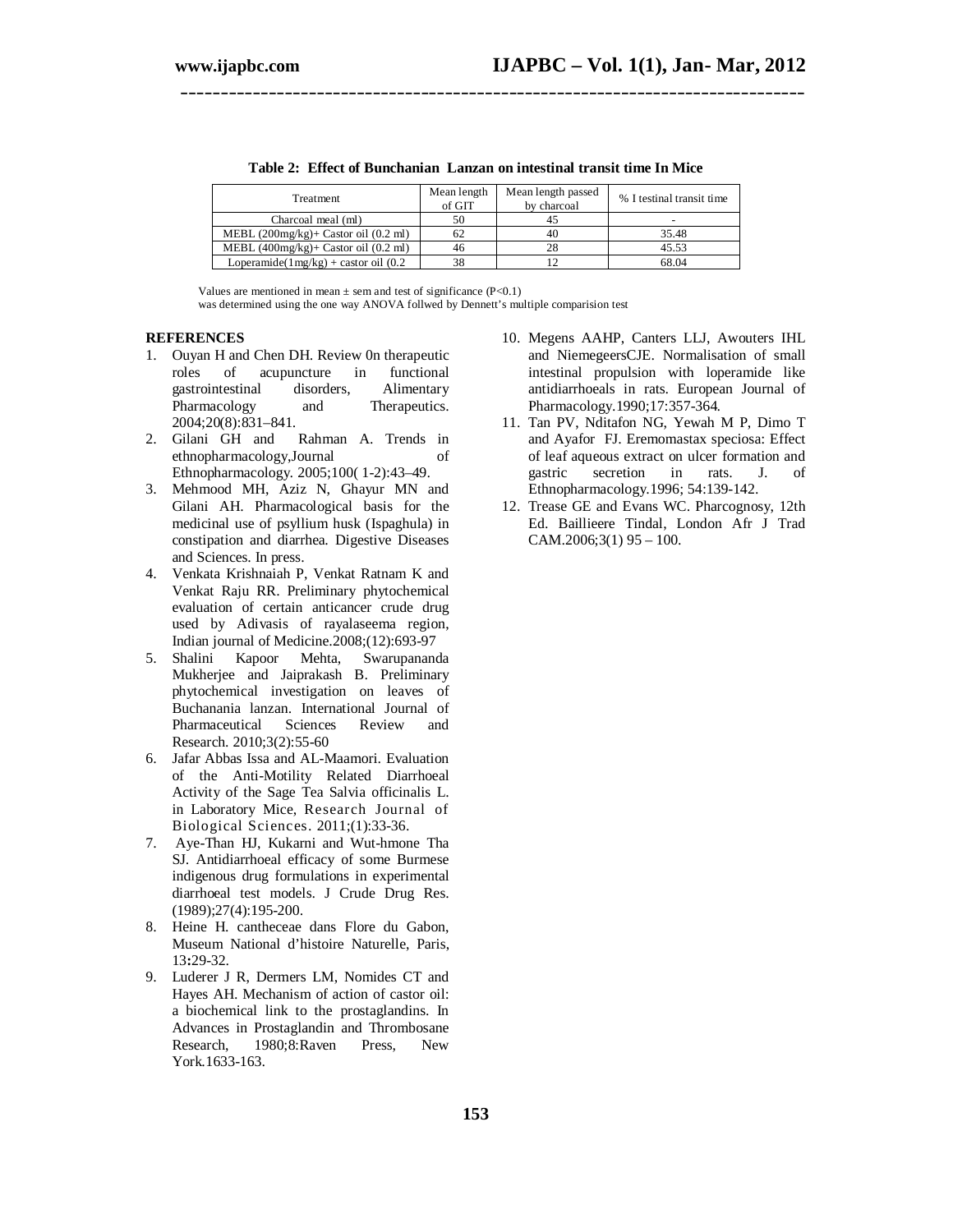**Table 2: Effect of Bunchanian Lanzan on intestinal transit time In Mice**

| Treatment | Mean length of GIT | Mean length passed by charcoal | % I testinal transit time |
|---|---|---|---|
| Charcoal meal (ml) | 50 | 45 | - |
| MEBL (200mg/kg)+ Castor oil (0.2 ml) | 62 | 40 | 35.48 |
| MEBL (400mg/kg)+ Castor oil (0.2 ml) | 46 | 28 | 45.53 |
| Loperamide(1mg/kg) + castor oil (0.2 | 38 | 12 | 68.04 |

Values are mentioned in mean ± sem and test of significance ($P<0.1$)
was determined using the one way ANOVA follwed by Dennett's multiple comparision test

## REFERENCES

1. Ouyan H and Chen DH. Review 0n therapeutic roles of acupuncture in functional gastrointestinal disorders, Alimentary Pharmacology and Therapeutics. 2004;20(8):831–841.
2. Gilani GH and Rahman A. Trends in ethnopharmacology,Journal of Ethnopharmacology. 2005;100( 1-2):43–49.
3. Mehmood MH, Aziz N, Ghayur MN and Gilani AH. Pharmacological basis for the medicinal use of psyllium husk (Ispaghula) in constipation and diarrhea. Digestive Diseases and Sciences. In press.
4. Venkata Krishnaiah P, Venkat Ratnam K and Venkat Raju RR. Preliminary phytochemical evaluation of certain anticancer crude drug used by Adivasis of rayalaseema region, Indian journal of Medicine.2008;(12):693-97
5. Shalini Kapoor Mehta, Swarupananda Mukherjee and Jaiprakash B. Preliminary phytochemical investigation on leaves of Buchanania lanzan. International Journal of Pharmaceutical Sciences Review and Research. 2010;3(2):55-60
6. Jafar Abbas Issa and AL-Maamori. Evaluation of the Anti-Motility Related Diarrhoeal Activity of the Sage Tea Salvia officinalis L. in Laboratory Mice, Research Journal of Biological Sciences. 2011;(1):33-36.
7. Aye-Than HJ, Kukarni and Wut-hmone Tha SJ. Antidiarrhoeal efficacy of some Burmese indigenous drug formulations in experimental diarrhoeal test models. J Crude Drug Res. (1989);27(4):195-200.
8. Heine H. cantheceae dans Flore du Gabon, Museum National d'histoire Naturelle, Paris, 13**:**29-32.
9. Luderer J R, Dermers LM, Nomides CT and Hayes AH. Mechanism of action of castor oil: a biochemical link to the prostaglandins. In Advances in Prostaglandin and Thrombosane Research, 1980;8:Raven Press, New York.1633-163.
10. Megens AAHP, Canters LLJ, Awouters IHL and NiemegeersCJE. Normalisation of small intestinal propulsion with loperamide like antidiarrhoeals in rats. European Journal of Pharmacology.1990;17:357-364.
11. Tan PV, Nditafon NG, Yewah M P, Dimo T and Ayafor FJ. Eremomastax speciosa: Effect of leaf aqueous extract on ulcer formation and gastric secretion in rats. J. of Ethnopharmacology.1996; 54:139-142.
12. Trease GE and Evans WC. Pharcognosy, 12th Ed. Baillieere Tindal, London Afr J Trad CAM.2006;3(1) 95 – 100.